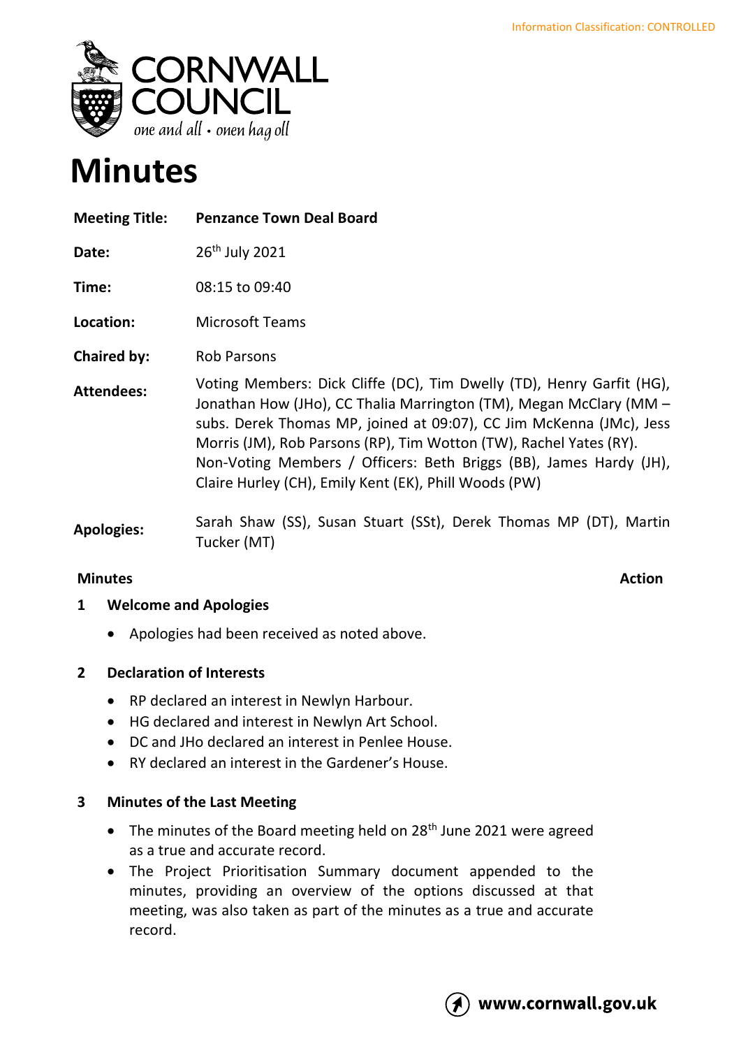Information Classification: CONTROLLED

CORNWALL COUNCIL
*one and all • onen hag oll*

# Minutes

| | |
|---|---|
| **Meeting Title:** | **Penzance Town Deal Board** |
| **Date:** | 26th July 2021 |
| **Time:** | 08:15 to 09:40 |
| **Location:** | Microsoft Teams |
| **Chaired by:** | Rob Parsons |
| **Attendees:** | Voting Members: Dick Cliffe (DC), Tim Dwelly (TD), Henry Garfit (HG), Jonathan How (JHo), CC Thalia Marrington (TM), Megan McClary (MM – subs. Derek Thomas MP, joined at 09:07), CC Jim McKenna (JMc), Jess Morris (JM), Rob Parsons (RP), Tim Wotton (TW), Rachel Yates (RY). Non-Voting Members / Officers: Beth Briggs (BB), James Hardy (JH), Claire Hurley (CH), Emily Kent (EK), Phill Woods (PW) |
| **Apologies:** | Sarah Shaw (SS), Susan Stuart (SSt), Derek Thomas MP (DT), Martin Tucker (MT) |

**Minutes** **Action**

## 1 Welcome and Apologies

- Apologies had been received as noted above.

## 2 Declaration of Interests

- RP declared an interest in Newlyn Harbour.
- HG declared and interest in Newlyn Art School.
- DC and JHo declared an interest in Penlee House.
- RY declared an interest in the Gardener's House.

## 3 Minutes of the Last Meeting

- The minutes of the Board meeting held on 28th June 2021 were agreed as a true and accurate record.
- The Project Prioritisation Summary document appended to the minutes, providing an overview of the options discussed at that meeting, was also taken as part of the minutes as a true and accurate record.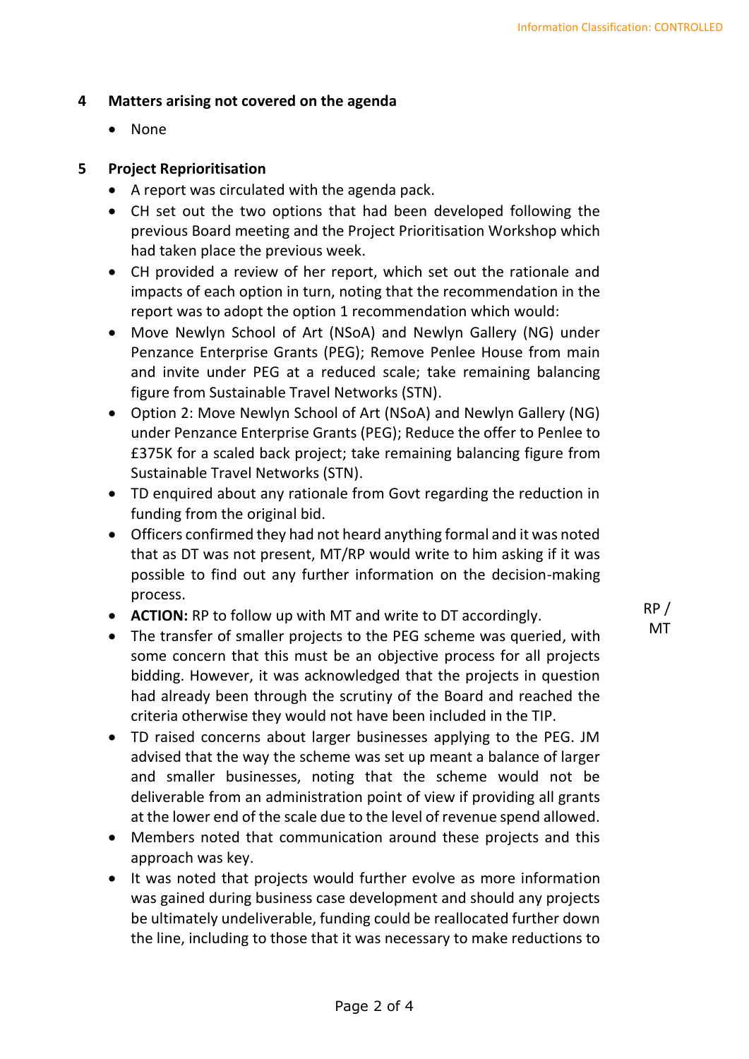## 4 Matters arising not covered on the agenda

- None

## 5 Project Reprioritisation

- A report was circulated with the agenda pack.
- CH set out the two options that had been developed following the previous Board meeting and the Project Prioritisation Workshop which had taken place the previous week.
- CH provided a review of her report, which set out the rationale and impacts of each option in turn, noting that the recommendation in the report was to adopt the option 1 recommendation which would:
- Move Newlyn School of Art (NSoA) and Newlyn Gallery (NG) under Penzance Enterprise Grants (PEG); Remove Penlee House from main and invite under PEG at a reduced scale; take remaining balancing figure from Sustainable Travel Networks (STN).
- Option 2: Move Newlyn School of Art (NSoA) and Newlyn Gallery (NG) under Penzance Enterprise Grants (PEG); Reduce the offer to Penlee to £375K for a scaled back project; take remaining balancing figure from Sustainable Travel Networks (STN).
- TD enquired about any rationale from Govt regarding the reduction in funding from the original bid.
- Officers confirmed they had not heard anything formal and it was noted that as DT was not present, MT/RP would write to him asking if it was possible to find out any further information on the decision-making process.
- **ACTION:** RP to follow up with MT and write to DT accordingly. — RP / MT
- The transfer of smaller projects to the PEG scheme was queried, with some concern that this must be an objective process for all projects bidding. However, it was acknowledged that the projects in question had already been through the scrutiny of the Board and reached the criteria otherwise they would not have been included in the TIP.
- TD raised concerns about larger businesses applying to the PEG. JM advised that the way the scheme was set up meant a balance of larger and smaller businesses, noting that the scheme would not be deliverable from an administration point of view if providing all grants at the lower end of the scale due to the level of revenue spend allowed.
- Members noted that communication around these projects and this approach was key.
- It was noted that projects would further evolve as more information was gained during business case development and should any projects be ultimately undeliverable, funding could be reallocated further down the line, including to those that it was necessary to make reductions to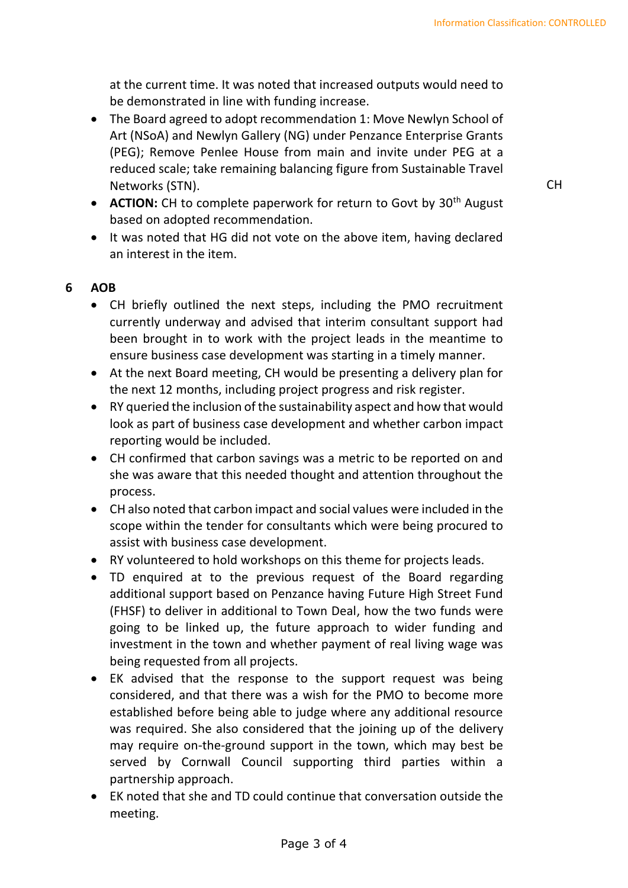at the current time. It was noted that increased outputs would need to be demonstrated in line with funding increase.

- The Board agreed to adopt recommendation 1: Move Newlyn School of Art (NSoA) and Newlyn Gallery (NG) under Penzance Enterprise Grants (PEG); Remove Penlee House from main and invite under PEG at a reduced scale; take remaining balancing figure from Sustainable Travel Networks (STN). CH
- **ACTION:** CH to complete paperwork for return to Govt by 30th August based on adopted recommendation.
- It was noted that HG did not vote on the above item, having declared an interest in the item.

## 6 AOB

- CH briefly outlined the next steps, including the PMO recruitment currently underway and advised that interim consultant support had been brought in to work with the project leads in the meantime to ensure business case development was starting in a timely manner.
- At the next Board meeting, CH would be presenting a delivery plan for the next 12 months, including project progress and risk register.
- RY queried the inclusion of the sustainability aspect and how that would look as part of business case development and whether carbon impact reporting would be included.
- CH confirmed that carbon savings was a metric to be reported on and she was aware that this needed thought and attention throughout the process.
- CH also noted that carbon impact and social values were included in the scope within the tender for consultants which were being procured to assist with business case development.
- RY volunteered to hold workshops on this theme for projects leads.
- TD enquired at to the previous request of the Board regarding additional support based on Penzance having Future High Street Fund (FHSF) to deliver in additional to Town Deal, how the two funds were going to be linked up, the future approach to wider funding and investment in the town and whether payment of real living wage was being requested from all projects.
- EK advised that the response to the support request was being considered, and that there was a wish for the PMO to become more established before being able to judge where any additional resource was required. She also considered that the joining up of the delivery may require on-the-ground support in the town, which may best be served by Cornwall Council supporting third parties within a partnership approach.
- EK noted that she and TD could continue that conversation outside the meeting.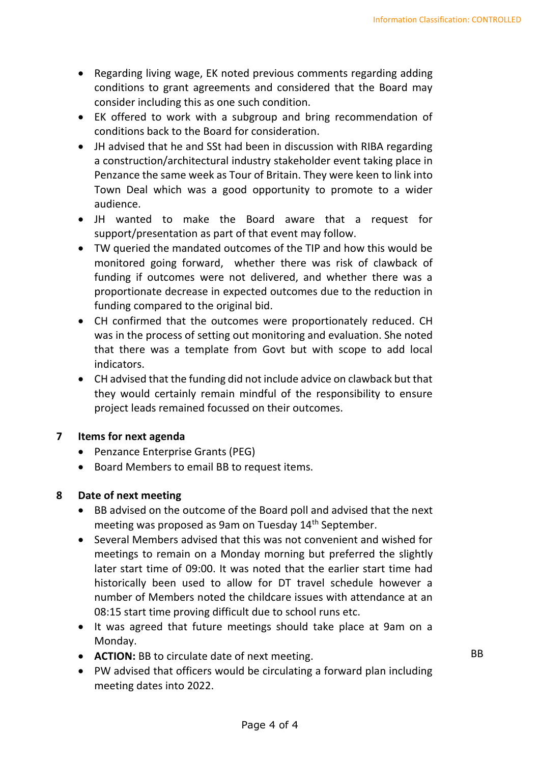- Regarding living wage, EK noted previous comments regarding adding conditions to grant agreements and considered that the Board may consider including this as one such condition.
- EK offered to work with a subgroup and bring recommendation of conditions back to the Board for consideration.
- JH advised that he and SSt had been in discussion with RIBA regarding a construction/architectural industry stakeholder event taking place in Penzance the same week as Tour of Britain. They were keen to link into Town Deal which was a good opportunity to promote to a wider audience.
- JH wanted to make the Board aware that a request for support/presentation as part of that event may follow.
- TW queried the mandated outcomes of the TIP and how this would be monitored going forward, whether there was risk of clawback of funding if outcomes were not delivered, and whether there was a proportionate decrease in expected outcomes due to the reduction in funding compared to the original bid.
- CH confirmed that the outcomes were proportionately reduced. CH was in the process of setting out monitoring and evaluation. She noted that there was a template from Govt but with scope to add local indicators.
- CH advised that the funding did not include advice on clawback but that they would certainly remain mindful of the responsibility to ensure project leads remained focussed on their outcomes.

## 7 Items for next agenda

- Penzance Enterprise Grants (PEG)
- Board Members to email BB to request items.

## 8 Date of next meeting

- BB advised on the outcome of the Board poll and advised that the next meeting was proposed as 9am on Tuesday 14th September.
- Several Members advised that this was not convenient and wished for meetings to remain on a Monday morning but preferred the slightly later start time of 09:00. It was noted that the earlier start time had historically been used to allow for DT travel schedule however a number of Members noted the childcare issues with attendance at an 08:15 start time proving difficult due to school runs etc.
- It was agreed that future meetings should take place at 9am on a Monday.
- **ACTION:** BB to circulate date of next meeting. — BB
- PW advised that officers would be circulating a forward plan including meeting dates into 2022.